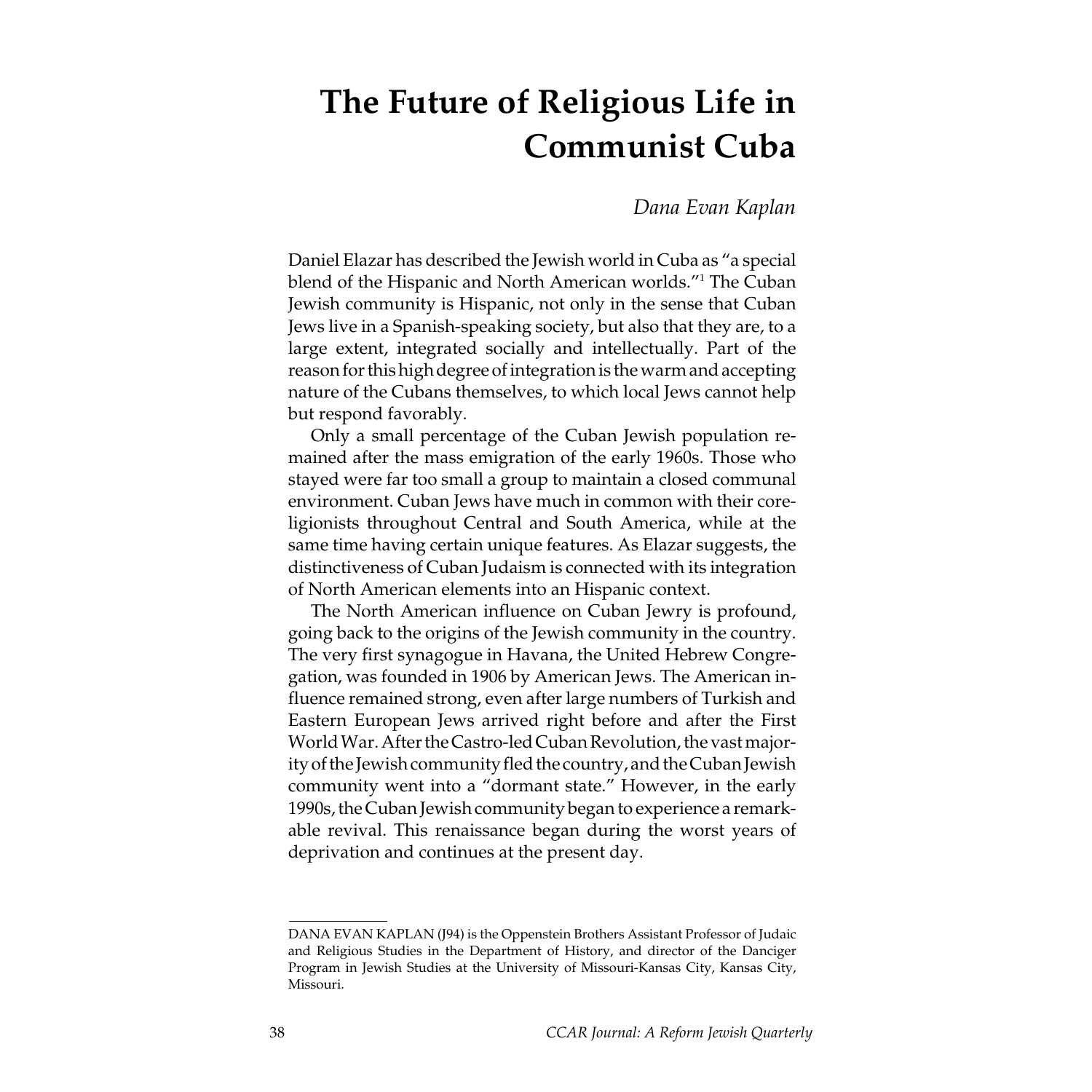# The Future of Religious Life in Communist Cuba

*Dana Evan Kaplan*

Daniel Elazar has described the Jewish world in Cuba as "a special blend of the Hispanic and North American worlds."[1] The Cuban Jewish community is Hispanic, not only in the sense that Cuban Jews live in a Spanish-speaking society, but also that they are, to a large extent, integrated socially and intellectually. Part of the reason for this high degree of integration is the warm and accepting nature of the Cubans themselves, to which local Jews cannot help but respond favorably.

Only a small percentage of the Cuban Jewish population remained after the mass emigration of the early 1960s. Those who stayed were far too small a group to maintain a closed communal environment. Cuban Jews have much in common with their coreligionists throughout Central and South America, while at the same time having certain unique features. As Elazar suggests, the distinctiveness of Cuban Judaism is connected with its integration of North American elements into an Hispanic context.

The North American influence on Cuban Jewry is profound, going back to the origins of the Jewish community in the country. The very first synagogue in Havana, the United Hebrew Congregation, was founded in 1906 by American Jews. The American influence remained strong, even after large numbers of Turkish and Eastern European Jews arrived right before and after the First World War. After the Castro-led Cuban Revolution, the vast majority of the Jewish community fled the country, and the Cuban Jewish community went into a "dormant state." However, in the early 1990s, the Cuban Jewish community began to experience a remarkable revival. This renaissance began during the worst years of deprivation and continues at the present day.

---

DANA EVAN KAPLAN (J94) is the Oppenstein Brothers Assistant Professor of Judaic and Religious Studies in the Department of History, and director of the Danciger Program in Jewish Studies at the University of Missouri-Kansas City, Kansas City, Missouri.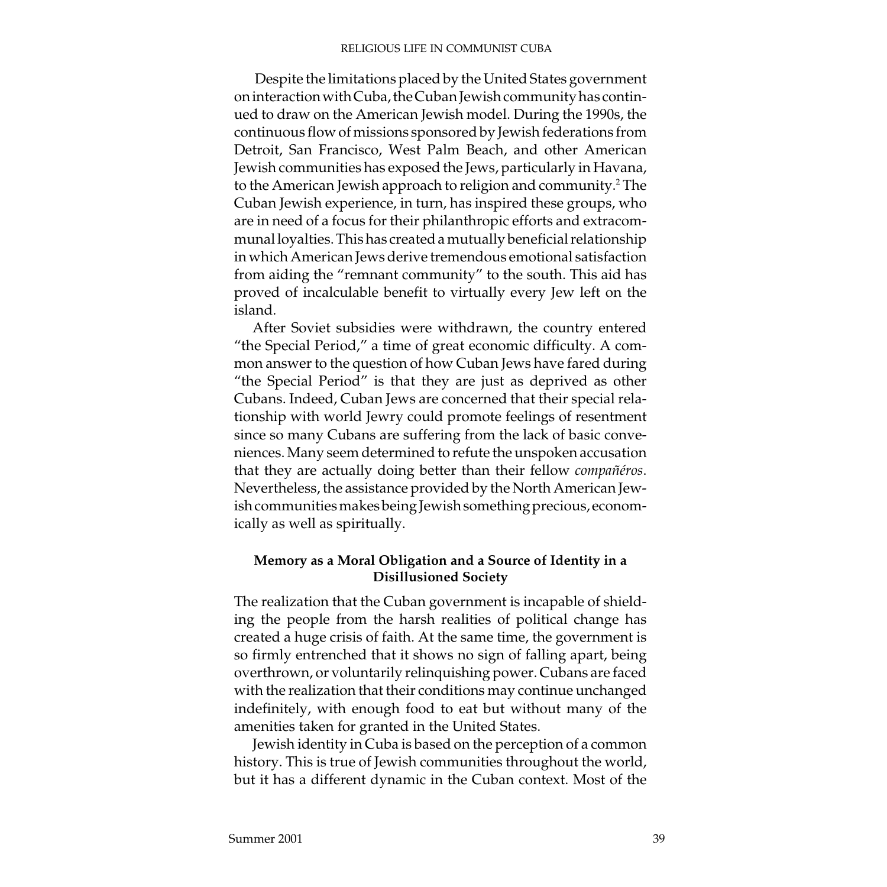Despite the limitations placed by the United States government on interaction with Cuba, the Cuban Jewish community has continued to draw on the American Jewish model. During the 1990s, the continuous flow of missions sponsored by Jewish federations from Detroit, San Francisco, West Palm Beach, and other American Jewish communities has exposed the Jews, particularly in Havana, to the American Jewish approach to religion and community.[2] The Cuban Jewish experience, in turn, has inspired these groups, who are in need of a focus for their philanthropic efforts and extracommunal loyalties. This has created a mutually beneficial relationship in which American Jews derive tremendous emotional satisfaction from aiding the "remnant community" to the south. This aid has proved of incalculable benefit to virtually every Jew left on the island.

After Soviet subsidies were withdrawn, the country entered "the Special Period," a time of great economic difficulty. A common answer to the question of how Cuban Jews have fared during "the Special Period" is that they are just as deprived as other Cubans. Indeed, Cuban Jews are concerned that their special relationship with world Jewry could promote feelings of resentment since so many Cubans are suffering from the lack of basic conveniences. Many seem determined to refute the unspoken accusation that they are actually doing better than their fellow *compañéros*. Nevertheless, the assistance provided by the North American Jewish communities makes being Jewish something precious, economically as well as spiritually.

## Memory as a Moral Obligation and a Source of Identity in a Disillusioned Society

The realization that the Cuban government is incapable of shielding the people from the harsh realities of political change has created a huge crisis of faith. At the same time, the government is so firmly entrenched that it shows no sign of falling apart, being overthrown, or voluntarily relinquishing power. Cubans are faced with the realization that their conditions may continue unchanged indefinitely, with enough food to eat but without many of the amenities taken for granted in the United States.

Jewish identity in Cuba is based on the perception of a common history. This is true of Jewish communities throughout the world, but it has a different dynamic in the Cuban context. Most of the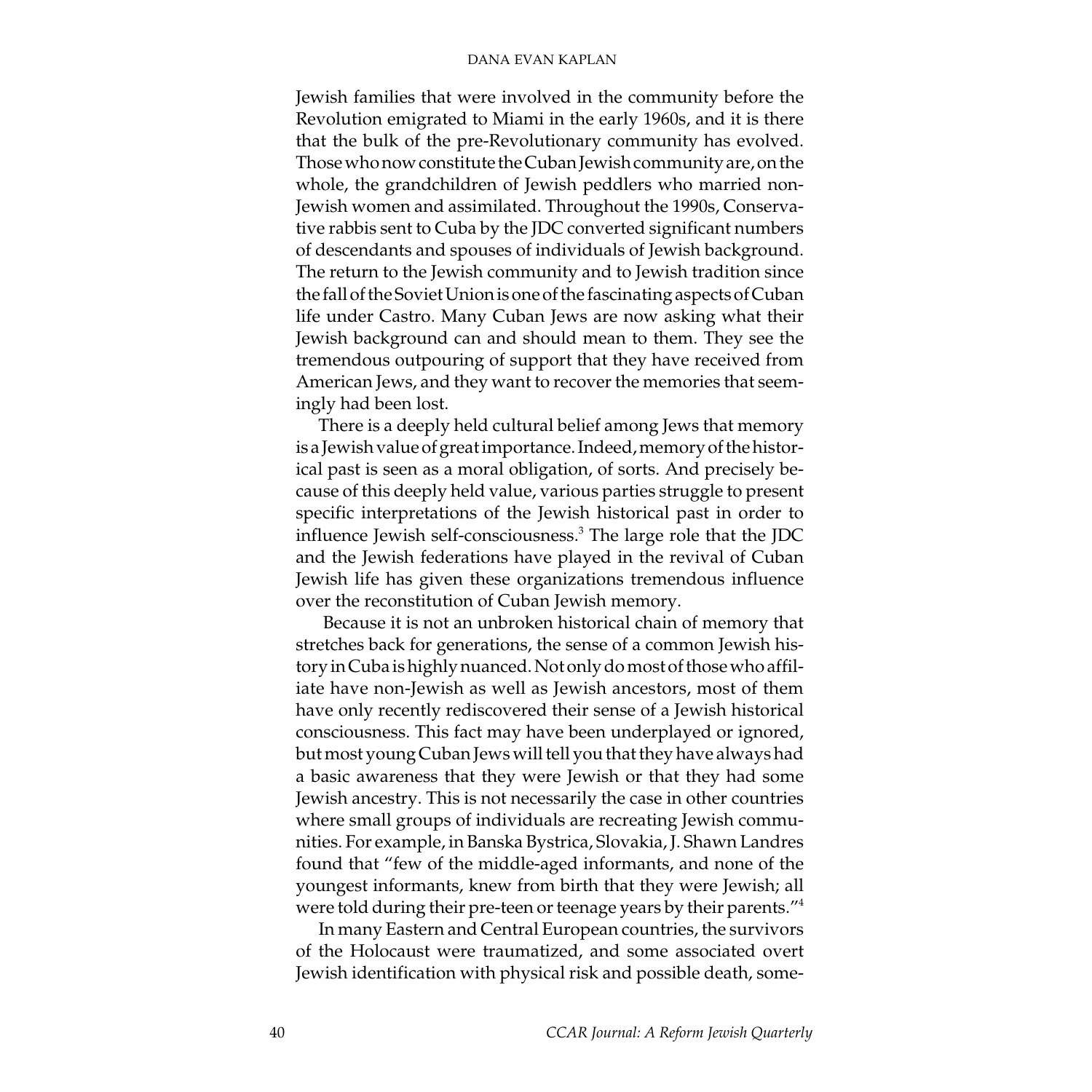Jewish families that were involved in the community before the Revolution emigrated to Miami in the early 1960s, and it is there that the bulk of the pre-Revolutionary community has evolved. Those who now constitute the Cuban Jewish community are, on the whole, the grandchildren of Jewish peddlers who married non-Jewish women and assimilated. Throughout the 1990s, Conservative rabbis sent to Cuba by the JDC converted significant numbers of descendants and spouses of individuals of Jewish background. The return to the Jewish community and to Jewish tradition since the fall of the Soviet Union is one of the fascinating aspects of Cuban life under Castro. Many Cuban Jews are now asking what their Jewish background can and should mean to them. They see the tremendous outpouring of support that they have received from American Jews, and they want to recover the memories that seemingly had been lost.

There is a deeply held cultural belief among Jews that memory is a Jewish value of great importance. Indeed, memory of the historical past is seen as a moral obligation, of sorts. And precisely because of this deeply held value, various parties struggle to present specific interpretations of the Jewish historical past in order to influence Jewish self-consciousness.[3] The large role that the JDC and the Jewish federations have played in the revival of Cuban Jewish life has given these organizations tremendous influence over the reconstitution of Cuban Jewish memory.

Because it is not an unbroken historical chain of memory that stretches back for generations, the sense of a common Jewish history in Cuba is highly nuanced. Not only do most of those who affiliate have non-Jewish as well as Jewish ancestors, most of them have only recently rediscovered their sense of a Jewish historical consciousness. This fact may have been underplayed or ignored, but most young Cuban Jews will tell you that they have always had a basic awareness that they were Jewish or that they had some Jewish ancestry. This is not necessarily the case in other countries where small groups of individuals are recreating Jewish communities. For example, in Banska Bystrica, Slovakia, J. Shawn Landres found that "few of the middle-aged informants, and none of the youngest informants, knew from birth that they were Jewish; all were told during their pre-teen or teenage years by their parents."[4]

In many Eastern and Central European countries, the survivors of the Holocaust were traumatized, and some associated overt Jewish identification with physical risk and possible death, some-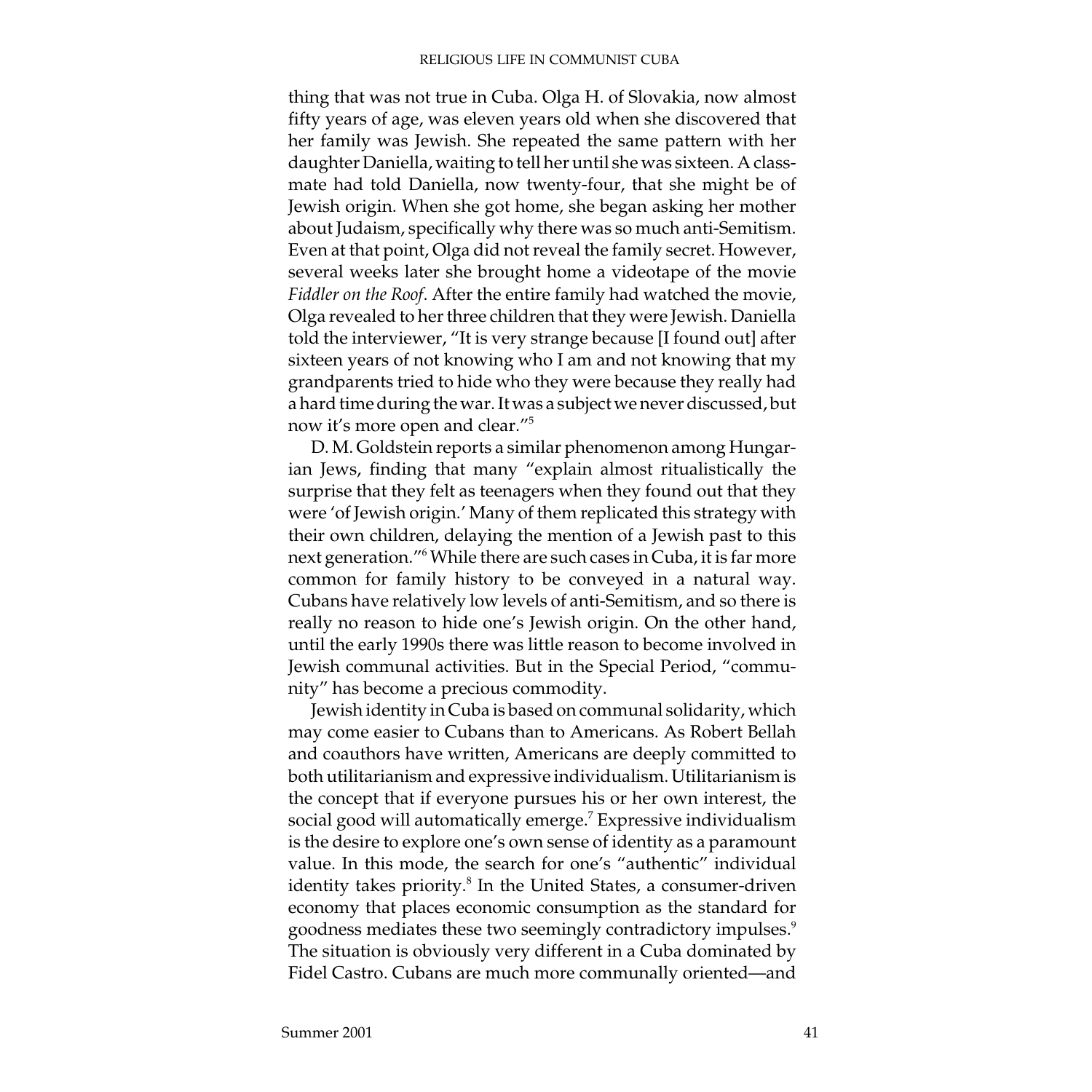thing that was not true in Cuba. Olga H. of Slovakia, now almost fifty years of age, was eleven years old when she discovered that her family was Jewish. She repeated the same pattern with her daughter Daniella, waiting to tell her until she was sixteen. A classmate had told Daniella, now twenty-four, that she might be of Jewish origin. When she got home, she began asking her mother about Judaism, specifically why there was so much anti-Semitism. Even at that point, Olga did not reveal the family secret. However, several weeks later she brought home a videotape of the movie *Fiddler on the Roof*. After the entire family had watched the movie, Olga revealed to her three children that they were Jewish. Daniella told the interviewer, "It is very strange because [I found out] after sixteen years of not knowing who I am and not knowing that my grandparents tried to hide who they were because they really had a hard time during the war. It was a subject we never discussed, but now it's more open and clear."[5]

D. M. Goldstein reports a similar phenomenon among Hungarian Jews, finding that many "explain almost ritualistically the surprise that they felt as teenagers when they found out that they were 'of Jewish origin.' Many of them replicated this strategy with their own children, delaying the mention of a Jewish past to this next generation."[6] While there are such cases in Cuba, it is far more common for family history to be conveyed in a natural way. Cubans have relatively low levels of anti-Semitism, and so there is really no reason to hide one's Jewish origin. On the other hand, until the early 1990s there was little reason to become involved in Jewish communal activities. But in the Special Period, "community" has become a precious commodity.

Jewish identity in Cuba is based on communal solidarity, which may come easier to Cubans than to Americans. As Robert Bellah and coauthors have written, Americans are deeply committed to both utilitarianism and expressive individualism. Utilitarianism is the concept that if everyone pursues his or her own interest, the social good will automatically emerge.[7] Expressive individualism is the desire to explore one's own sense of identity as a paramount value. In this mode, the search for one's "authentic" individual identity takes priority.[8] In the United States, a consumer-driven economy that places economic consumption as the standard for goodness mediates these two seemingly contradictory impulses.[9] The situation is obviously very different in a Cuba dominated by Fidel Castro. Cubans are much more communally oriented—and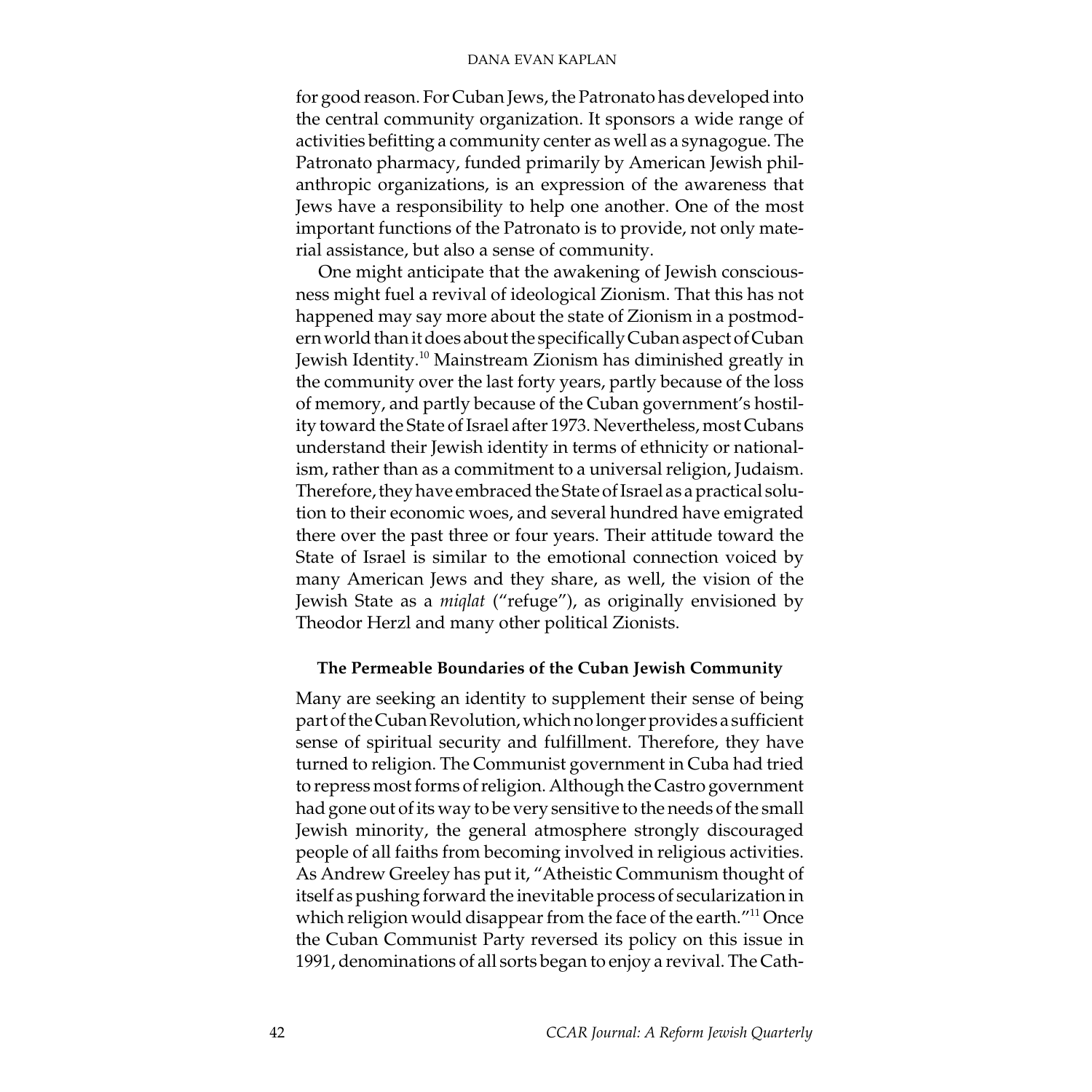for good reason. For Cuban Jews, the Patronato has developed into the central community organization. It sponsors a wide range of activities befitting a community center as well as a synagogue. The Patronato pharmacy, funded primarily by American Jewish philanthropic organizations, is an expression of the awareness that Jews have a responsibility to help one another. One of the most important functions of the Patronato is to provide, not only material assistance, but also a sense of community.

One might anticipate that the awakening of Jewish consciousness might fuel a revival of ideological Zionism. That this has not happened may say more about the state of Zionism in a postmodern world than it does about the specifically Cuban aspect of Cuban Jewish Identity.[10] Mainstream Zionism has diminished greatly in the community over the last forty years, partly because of the loss of memory, and partly because of the Cuban government's hostility toward the State of Israel after 1973. Nevertheless, most Cubans understand their Jewish identity in terms of ethnicity or nationalism, rather than as a commitment to a universal religion, Judaism. Therefore, they have embraced the State of Israel as a practical solution to their economic woes, and several hundred have emigrated there over the past three or four years. Their attitude toward the State of Israel is similar to the emotional connection voiced by many American Jews and they share, as well, the vision of the Jewish State as a *miqlat* ("refuge"), as originally envisioned by Theodor Herzl and many other political Zionists.

### The Permeable Boundaries of the Cuban Jewish Community

Many are seeking an identity to supplement their sense of being part of the Cuban Revolution, which no longer provides a sufficient sense of spiritual security and fulfillment. Therefore, they have turned to religion. The Communist government in Cuba had tried to repress most forms of religion. Although the Castro government had gone out of its way to be very sensitive to the needs of the small Jewish minority, the general atmosphere strongly discouraged people of all faiths from becoming involved in religious activities. As Andrew Greeley has put it, "Atheistic Communism thought of itself as pushing forward the inevitable process of secularization in which religion would disappear from the face of the earth."[11] Once the Cuban Communist Party reversed its policy on this issue in 1991, denominations of all sorts began to enjoy a revival. The Cath-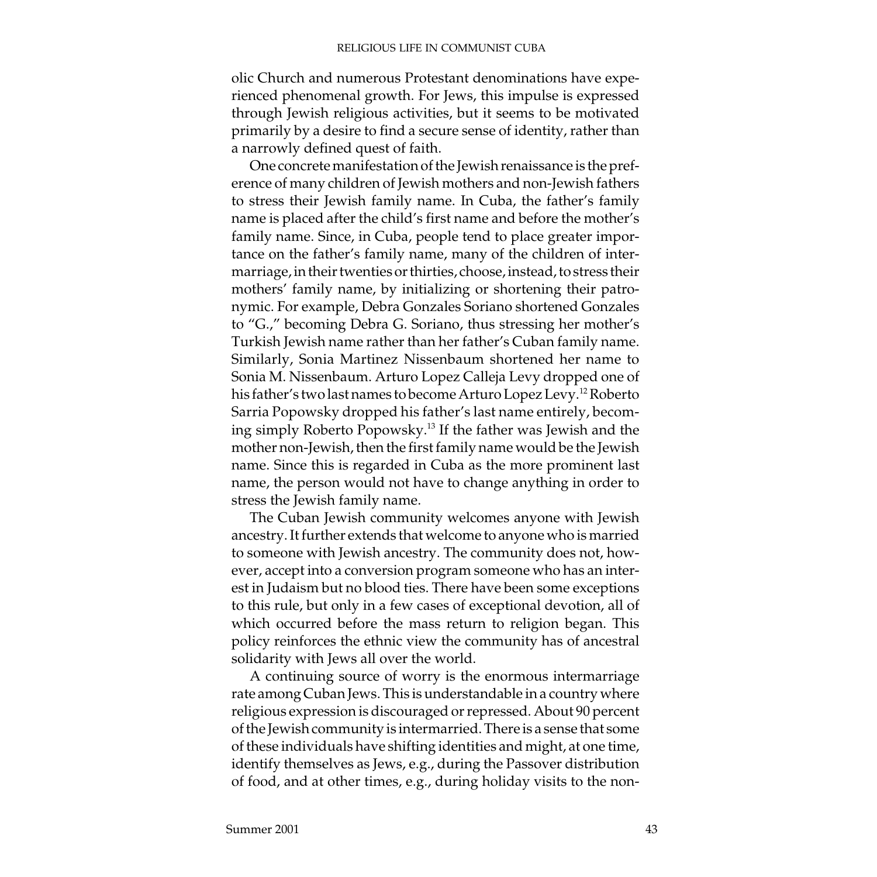olic Church and numerous Protestant denominations have experienced phenomenal growth. For Jews, this impulse is expressed through Jewish religious activities, but it seems to be motivated primarily by a desire to find a secure sense of identity, rather than a narrowly defined quest of faith.

One concrete manifestation of the Jewish renaissance is the preference of many children of Jewish mothers and non-Jewish fathers to stress their Jewish family name. In Cuba, the father's family name is placed after the child's first name and before the mother's family name. Since, in Cuba, people tend to place greater importance on the father's family name, many of the children of intermarriage, in their twenties or thirties, choose, instead, to stress their mothers' family name, by initializing or shortening their patronymic. For example, Debra Gonzales Soriano shortened Gonzales to "G.," becoming Debra G. Soriano, thus stressing her mother's Turkish Jewish name rather than her father's Cuban family name. Similarly, Sonia Martinez Nissenbaum shortened her name to Sonia M. Nissenbaum. Arturo Lopez Calleja Levy dropped one of his father's two last names to become Arturo Lopez Levy.[12] Roberto Sarria Popowsky dropped his father's last name entirely, becoming simply Roberto Popowsky.[13] If the father was Jewish and the mother non-Jewish, then the first family name would be the Jewish name. Since this is regarded in Cuba as the more prominent last name, the person would not have to change anything in order to stress the Jewish family name.

The Cuban Jewish community welcomes anyone with Jewish ancestry. It further extends that welcome to anyone who is married to someone with Jewish ancestry. The community does not, however, accept into a conversion program someone who has an interest in Judaism but no blood ties. There have been some exceptions to this rule, but only in a few cases of exceptional devotion, all of which occurred before the mass return to religion began. This policy reinforces the ethnic view the community has of ancestral solidarity with Jews all over the world.

A continuing source of worry is the enormous intermarriage rate among Cuban Jews. This is understandable in a country where religious expression is discouraged or repressed. About 90 percent of the Jewish community is intermarried. There is a sense that some of these individuals have shifting identities and might, at one time, identify themselves as Jews, e.g., during the Passover distribution of food, and at other times, e.g., during holiday visits to the non-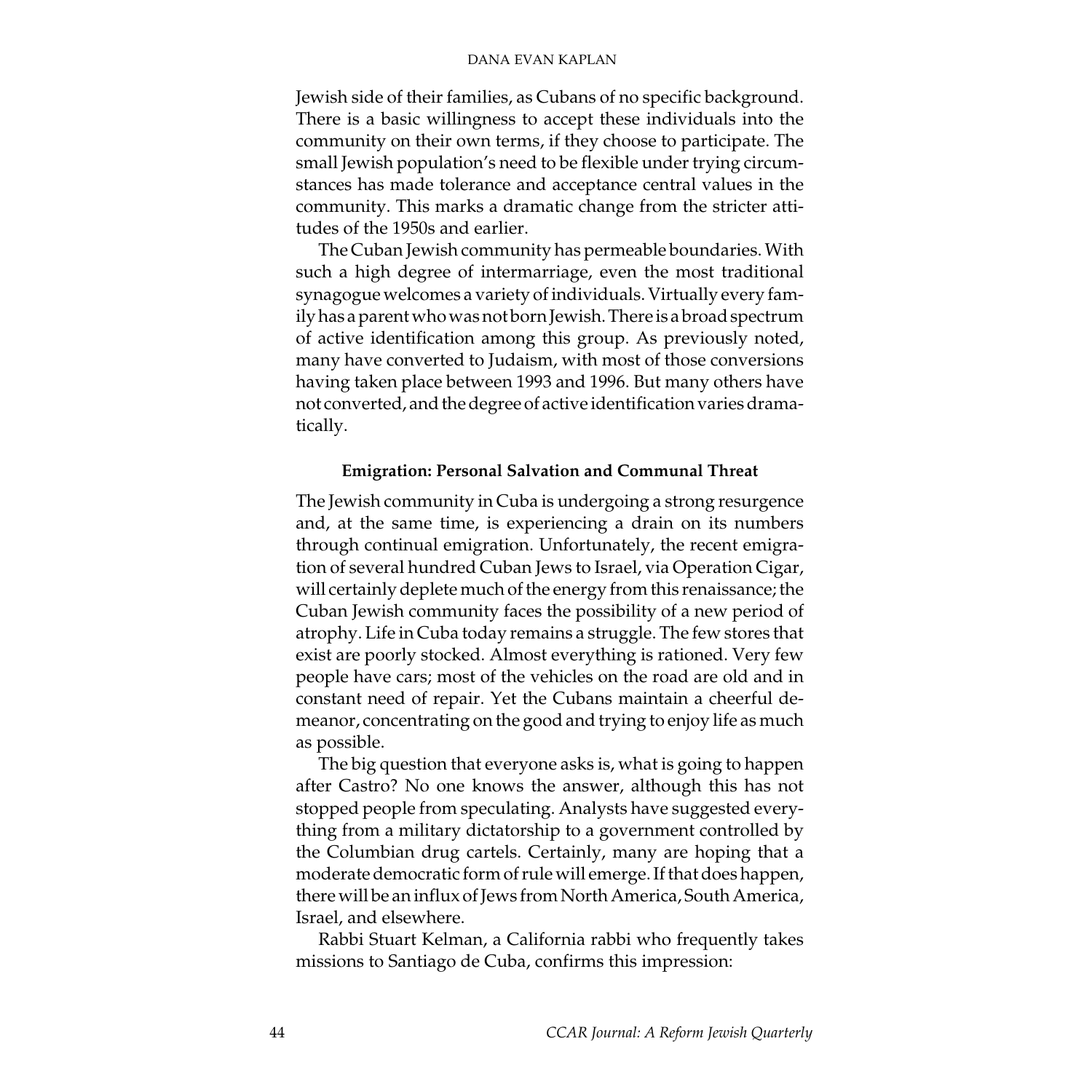Jewish side of their families, as Cubans of no specific background. There is a basic willingness to accept these individuals into the community on their own terms, if they choose to participate. The small Jewish population's need to be flexible under trying circumstances has made tolerance and acceptance central values in the community. This marks a dramatic change from the stricter attitudes of the 1950s and earlier.

The Cuban Jewish community has permeable boundaries. With such a high degree of intermarriage, even the most traditional synagogue welcomes a variety of individuals. Virtually every family has a parent who was not born Jewish. There is a broad spectrum of active identification among this group. As previously noted, many have converted to Judaism, with most of those conversions having taken place between 1993 and 1996. But many others have not converted, and the degree of active identification varies dramatically.

**Emigration: Personal Salvation and Communal Threat**

The Jewish community in Cuba is undergoing a strong resurgence and, at the same time, is experiencing a drain on its numbers through continual emigration. Unfortunately, the recent emigration of several hundred Cuban Jews to Israel, via Operation Cigar, will certainly deplete much of the energy from this renaissance; the Cuban Jewish community faces the possibility of a new period of atrophy. Life in Cuba today remains a struggle. The few stores that exist are poorly stocked. Almost everything is rationed. Very few people have cars; most of the vehicles on the road are old and in constant need of repair. Yet the Cubans maintain a cheerful demeanor, concentrating on the good and trying to enjoy life as much as possible.

The big question that everyone asks is, what is going to happen after Castro? No one knows the answer, although this has not stopped people from speculating. Analysts have suggested everything from a military dictatorship to a government controlled by the Columbian drug cartels. Certainly, many are hoping that a moderate democratic form of rule will emerge. If that does happen, there will be an influx of Jews from North America, South America, Israel, and elsewhere.

Rabbi Stuart Kelman, a California rabbi who frequently takes missions to Santiago de Cuba, confirms this impression: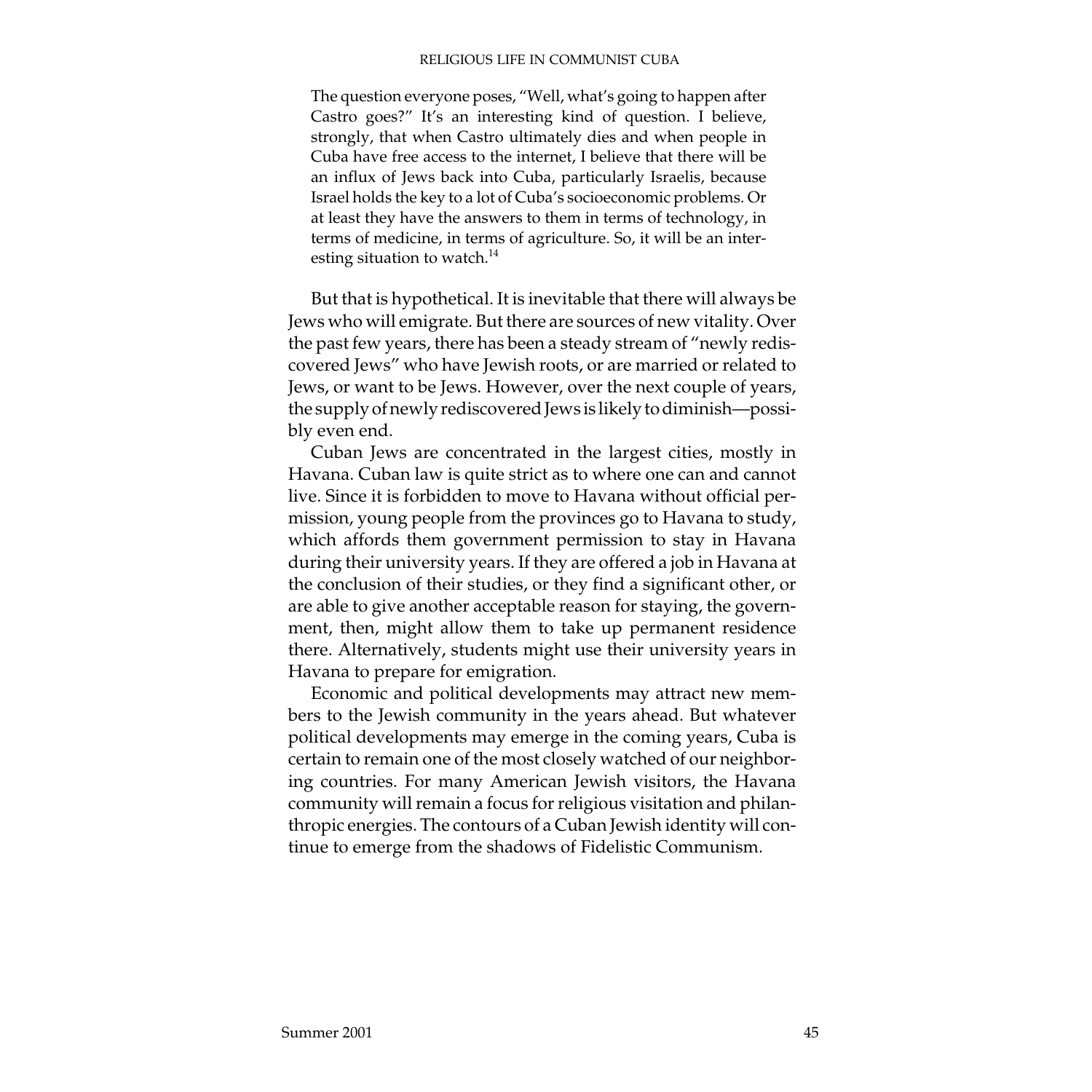> The question everyone poses, "Well, what's going to happen after Castro goes?" It's an interesting kind of question. I believe, strongly, that when Castro ultimately dies and when people in Cuba have free access to the internet, I believe that there will be an influx of Jews back into Cuba, particularly Israelis, because Israel holds the key to a lot of Cuba's socioeconomic problems. Or at least they have the answers to them in terms of technology, in terms of medicine, in terms of agriculture. So, it will be an interesting situation to watch.[14]

But that is hypothetical. It is inevitable that there will always be Jews who will emigrate. But there are sources of new vitality. Over the past few years, there has been a steady stream of "newly rediscovered Jews" who have Jewish roots, or are married or related to Jews, or want to be Jews. However, over the next couple of years, the supply of newly rediscovered Jews is likely to diminish—possibly even end.

Cuban Jews are concentrated in the largest cities, mostly in Havana. Cuban law is quite strict as to where one can and cannot live. Since it is forbidden to move to Havana without official permission, young people from the provinces go to Havana to study, which affords them government permission to stay in Havana during their university years. If they are offered a job in Havana at the conclusion of their studies, or they find a significant other, or are able to give another acceptable reason for staying, the government, then, might allow them to take up permanent residence there. Alternatively, students might use their university years in Havana to prepare for emigration.

Economic and political developments may attract new members to the Jewish community in the years ahead. But whatever political developments may emerge in the coming years, Cuba is certain to remain one of the most closely watched of our neighboring countries. For many American Jewish visitors, the Havana community will remain a focus for religious visitation and philanthropic energies. The contours of a Cuban Jewish identity will continue to emerge from the shadows of Fidelistic Communism.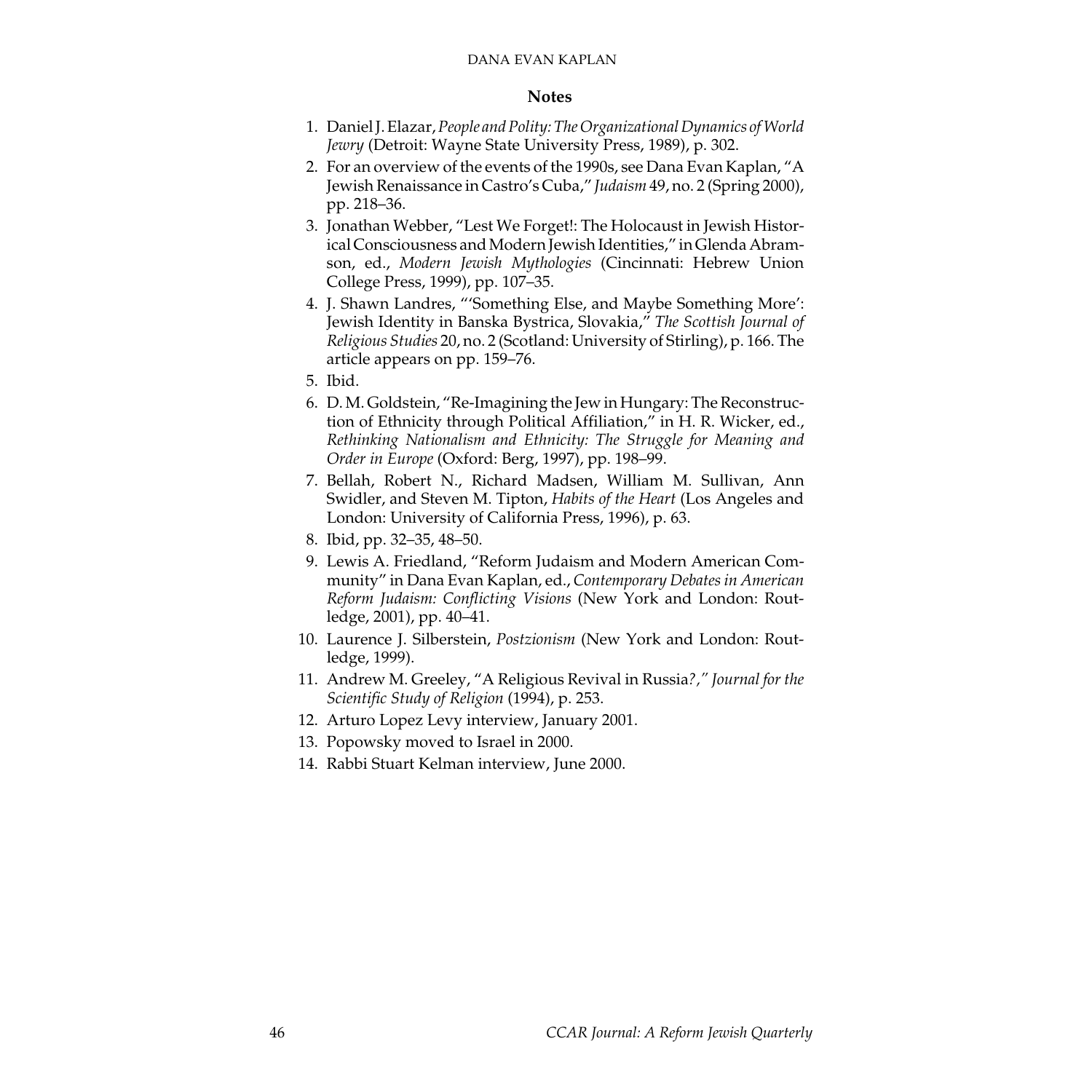## Notes

1. Daniel J. Elazar, *People and Polity: The Organizational Dynamics of World Jewry* (Detroit: Wayne State University Press, 1989), p. 302.
2. For an overview of the events of the 1990s, see Dana Evan Kaplan, "A Jewish Renaissance in Castro's Cuba," *Judaism* 49, no. 2 (Spring 2000), pp. 218–36.
3. Jonathan Webber, "Lest We Forget!: The Holocaust in Jewish Historical Consciousness and Modern Jewish Identities," in Glenda Abramson, ed., *Modern Jewish Mythologies* (Cincinnati: Hebrew Union College Press, 1999), pp. 107–35.
4. J. Shawn Landres, "'Something Else, and Maybe Something More': Jewish Identity in Banska Bystrica, Slovakia," *The Scottish Journal of Religious Studies* 20, no. 2 (Scotland: University of Stirling), p. 166. The article appears on pp. 159–76.
5. Ibid.
6. D. M. Goldstein, "Re-Imagining the Jew in Hungary: The Reconstruction of Ethnicity through Political Affiliation," in H. R. Wicker, ed., *Rethinking Nationalism and Ethnicity: The Struggle for Meaning and Order in Europe* (Oxford: Berg, 1997), pp. 198–99.
7. Bellah, Robert N., Richard Madsen, William M. Sullivan, Ann Swidler, and Steven M. Tipton, *Habits of the Heart* (Los Angeles and London: University of California Press, 1996), p. 63.
8. Ibid, pp. 32–35, 48–50.
9. Lewis A. Friedland, "Reform Judaism and Modern American Community" in Dana Evan Kaplan, ed., *Contemporary Debates in American Reform Judaism: Conflicting Visions* (New York and London: Routledge, 2001), pp. 40–41.
10. Laurence J. Silberstein, *Postzionism* (New York and London: Routledge, 1999).
11. Andrew M. Greeley, "A Religious Revival in Russia?," *Journal for the Scientific Study of Religion* (1994), p. 253.
12. Arturo Lopez Levy interview, January 2001.
13. Popowsky moved to Israel in 2000.
14. Rabbi Stuart Kelman interview, June 2000.